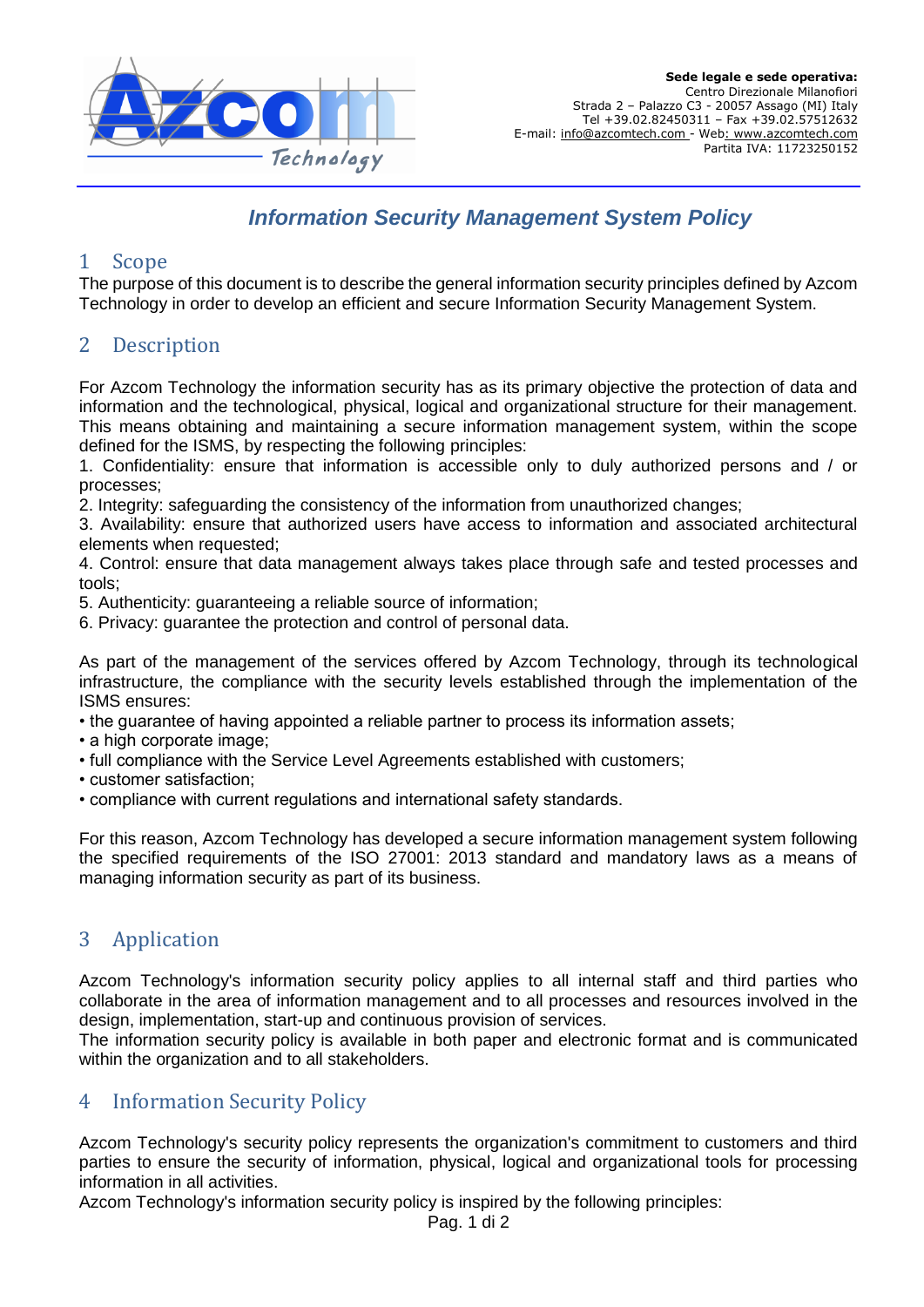**Sede legale e sede operativa:**
Centro Direzionale Milanofiori
Strada 2 – Palazzo C3 - 20057 Assago (MI) Italy
Tel +39.02.82450311 – Fax +39.02.57512632
E-mail: info@azcomtech.com - Web: www.azcomtech.com
Partita IVA: 11723250152

# *Information Security Management System Policy*

## 1 Scope

The purpose of this document is to describe the general information security principles defined by Azcom Technology in order to develop an efficient and secure Information Security Management System.

## 2 Description

For Azcom Technology the information security has as its primary objective the protection of data and information and the technological, physical, logical and organizational structure for their management. This means obtaining and maintaining a secure information management system, within the scope defined for the ISMS, by respecting the following principles:

1. Confidentiality: ensure that information is accessible only to duly authorized persons and / or processes;
2. Integrity: safeguarding the consistency of the information from unauthorized changes;
3. Availability: ensure that authorized users have access to information and associated architectural elements when requested;
4. Control: ensure that data management always takes place through safe and tested processes and tools;
5. Authenticity: guaranteeing a reliable source of information;
6. Privacy: guarantee the protection and control of personal data.

As part of the management of the services offered by Azcom Technology, through its technological infrastructure, the compliance with the security levels established through the implementation of the ISMS ensures:

- the guarantee of having appointed a reliable partner to process its information assets;
- a high corporate image;
- full compliance with the Service Level Agreements established with customers;
- customer satisfaction;
- compliance with current regulations and international safety standards.

For this reason, Azcom Technology has developed a secure information management system following the specified requirements of the ISO 27001: 2013 standard and mandatory laws as a means of managing information security as part of its business.

## 3 Application

Azcom Technology's information security policy applies to all internal staff and third parties who collaborate in the area of information management and to all processes and resources involved in the design, implementation, start-up and continuous provision of services.
The information security policy is available in both paper and electronic format and is communicated within the organization and to all stakeholders.

## 4 Information Security Policy

Azcom Technology's security policy represents the organization's commitment to customers and third parties to ensure the security of information, physical, logical and organizational tools for processing information in all activities.
Azcom Technology's information security policy is inspired by the following principles: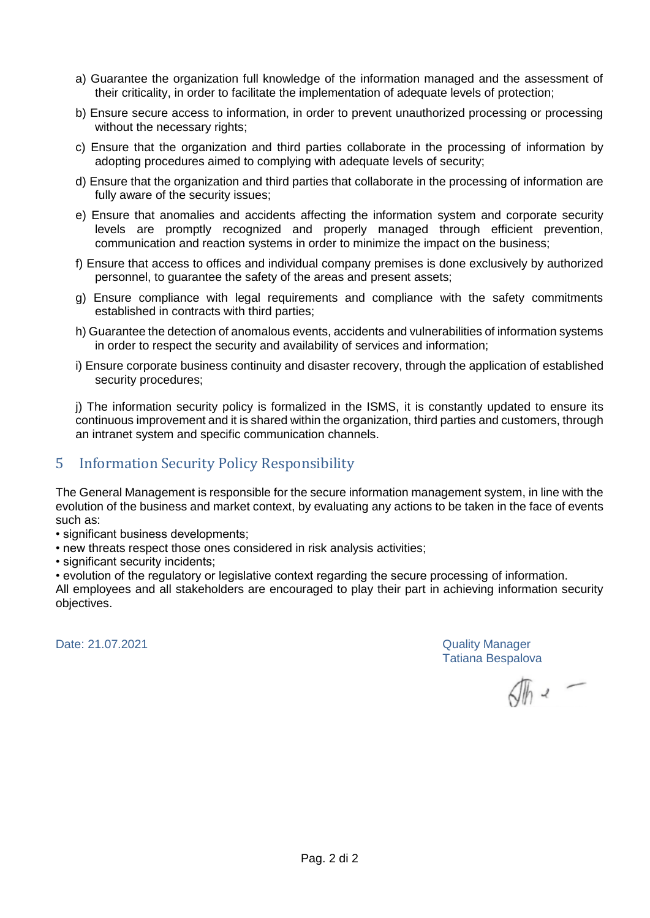a) Guarantee the organization full knowledge of the information managed and the assessment of their criticality, in order to facilitate the implementation of adequate levels of protection;

b) Ensure secure access to information, in order to prevent unauthorized processing or processing without the necessary rights;

c) Ensure that the organization and third parties collaborate in the processing of information by adopting procedures aimed to complying with adequate levels of security;

d) Ensure that the organization and third parties that collaborate in the processing of information are fully aware of the security issues;

e) Ensure that anomalies and accidents affecting the information system and corporate security levels are promptly recognized and properly managed through efficient prevention, communication and reaction systems in order to minimize the impact on the business;

f) Ensure that access to offices and individual company premises is done exclusively by authorized personnel, to guarantee the safety of the areas and present assets;

g) Ensure compliance with legal requirements and compliance with the safety commitments established in contracts with third parties;

h) Guarantee the detection of anomalous events, accidents and vulnerabilities of information systems in order to respect the security and availability of services and information;

i) Ensure corporate business continuity and disaster recovery, through the application of established security procedures;

j) The information security policy is formalized in the ISMS, it is constantly updated to ensure its continuous improvement and it is shared within the organization, third parties and customers, through an intranet system and specific communication channels.

## 5 Information Security Policy Responsibility

The General Management is responsible for the secure information management system, in line with the evolution of the business and market context, by evaluating any actions to be taken in the face of events such as:

- significant business developments;
- new threats respect those ones considered in risk analysis activities;
- significant security incidents;
- evolution of the regulatory or legislative context regarding the secure processing of information.

All employees and all stakeholders are encouraged to play their part in achieving information security objectives.

Date: 21.07.2021

Quality Manager
Tatiana Bespalova